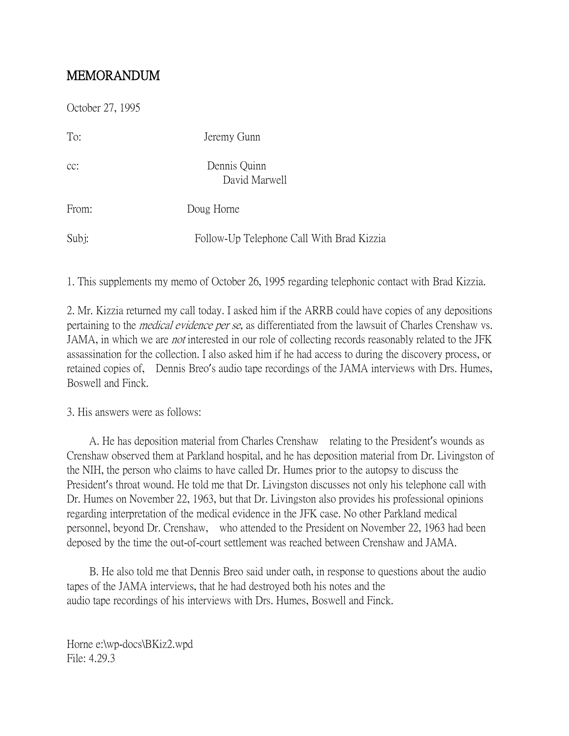# MEMORANDUM

October 27, 1995

To: Jeremy Gunn

cc: Dennis Quinn
David Marwell

From: Doug Horne

Subj: Follow-Up Telephone Call With Brad Kizzia

1. This supplements my memo of October 26, 1995 regarding telephonic contact with Brad Kizzia.

2. Mr. Kizzia returned my call today. I asked him if the ARRB could have copies of any depositions pertaining to the *medical evidence per se,* as differentiated from the lawsuit of Charles Crenshaw vs. JAMA, in which we are *not* interested in our role of collecting records reasonably related to the JFK assassination for the collection. I also asked him if he had access to during the discovery process, or retained copies of, Dennis Breo's audio tape recordings of the JAMA interviews with Drs. Humes, Boswell and Finck.

3. His answers were as follows:

A. He has deposition material from Charles Crenshaw relating to the President's wounds as Crenshaw observed them at Parkland hospital, and he has deposition material from Dr. Livingston of the NIH, the person who claims to have called Dr. Humes prior to the autopsy to discuss the President's throat wound. He told me that Dr. Livingston discusses not only his telephone call with Dr. Humes on November 22, 1963, but that Dr. Livingston also provides his professional opinions regarding interpretation of the medical evidence in the JFK case. No other Parkland medical personnel, beyond Dr. Crenshaw, who attended to the President on November 22, 1963 had been deposed by the time the out-of-court settlement was reached between Crenshaw and JAMA.

B. He also told me that Dennis Breo said under oath, in response to questions about the audio tapes of the JAMA interviews, that he had destroyed both his notes and the audio tape recordings of his interviews with Drs. Humes, Boswell and Finck.

Horne e:\wp-docs\BKiz2.wpd
File: 4.29.3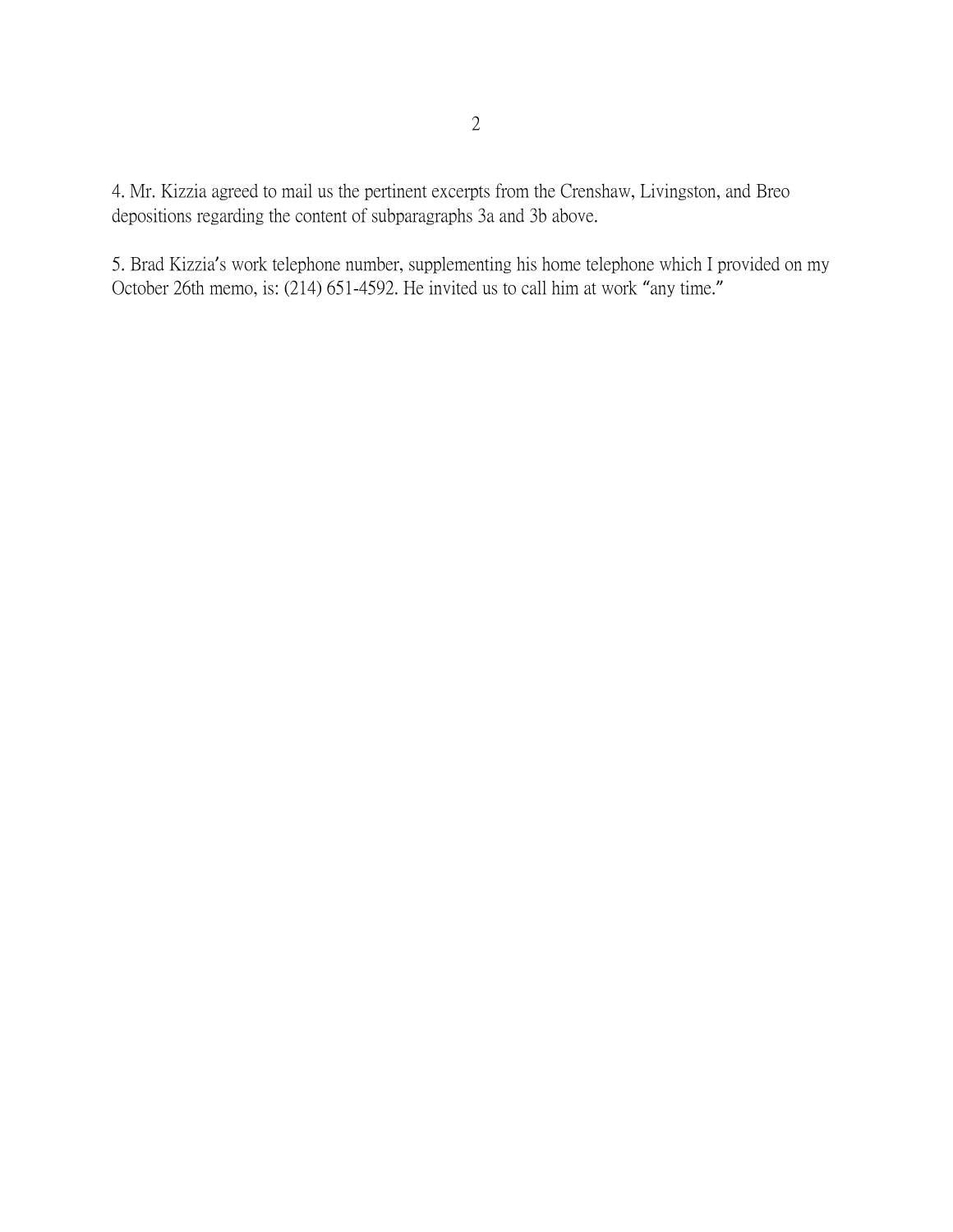4. Mr. Kizzia agreed to mail us the pertinent excerpts from the Crenshaw, Livingston, and Breo depositions regarding the content of subparagraphs 3a and 3b above.

5. Brad Kizzia's work telephone number, supplementing his home telephone which I provided on my October 26th memo, is: (214) 651-4592. He invited us to call him at work "any time."